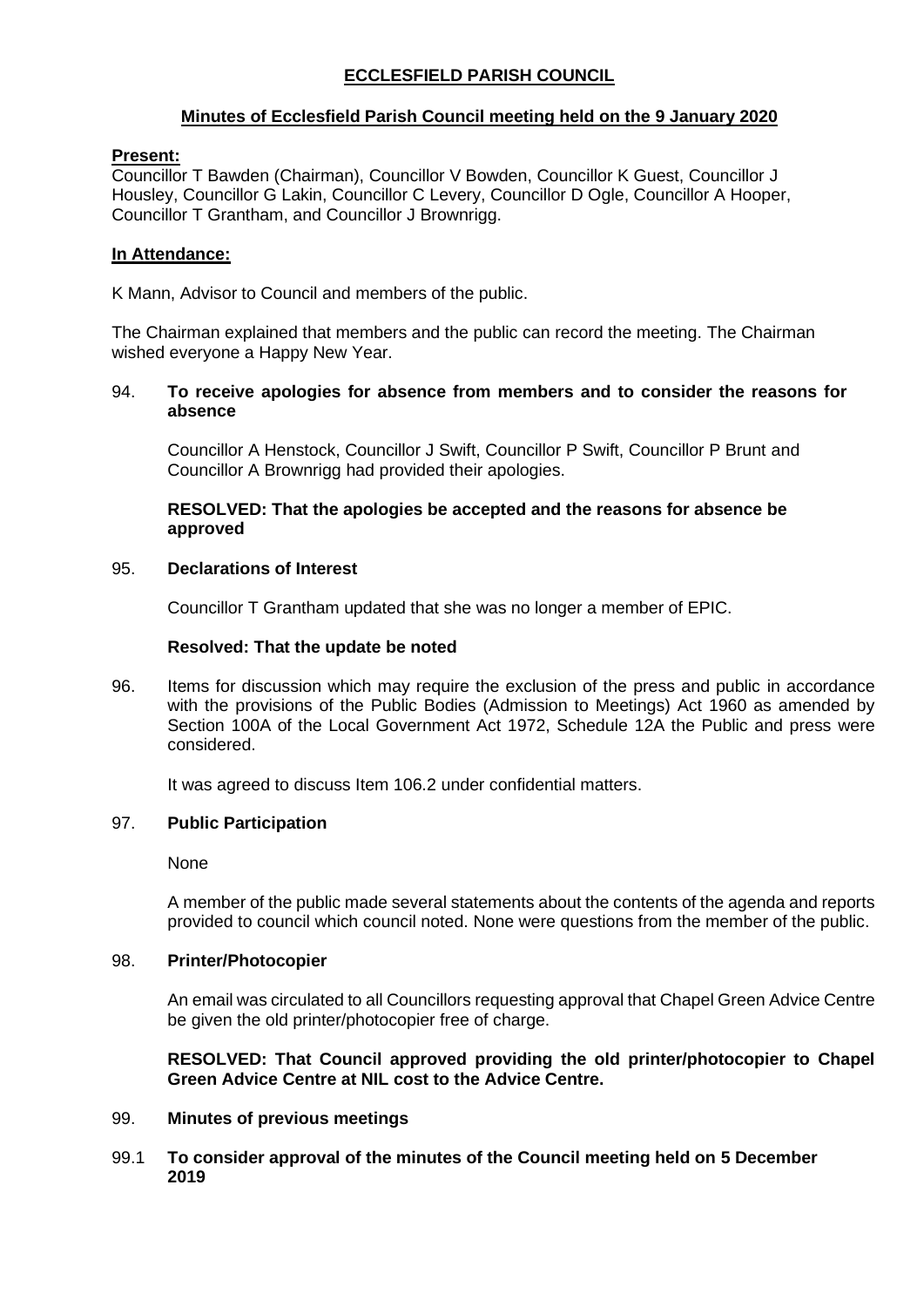# ECCLESFIELD PARISH COUNCIL

## Minutes of Ecclesfield Parish Council meeting held on the 9 January 2020

**Present:**

Councillor T Bawden (Chairman), Councillor V Bowden, Councillor K Guest, Councillor J Housley, Councillor G Lakin, Councillor C Levery, Councillor D Ogle, Councillor A Hooper, Councillor T Grantham, and Councillor J Brownrigg.

**In Attendance:**

K Mann, Advisor to Council and members of the public.

The Chairman explained that members and the public can record the meeting. The Chairman wished everyone a Happy New Year.

94. **To receive apologies for absence from members and to consider the reasons for absence**

    Councillor A Henstock, Councillor J Swift, Councillor P Swift, Councillor P Brunt and Councillor A Brownrigg had provided their apologies.

    **RESOLVED: That the apologies be accepted and the reasons for absence be approved**

95. **Declarations of Interest**

    Councillor T Grantham updated that she was no longer a member of EPIC.

    **Resolved: That the update be noted**

96. Items for discussion which may require the exclusion of the press and public in accordance with the provisions of the Public Bodies (Admission to Meetings) Act 1960 as amended by Section 100A of the Local Government Act 1972, Schedule 12A the Public and press were considered.

    It was agreed to discuss Item 106.2 under confidential matters.

97. **Public Participation**

    None

    A member of the public made several statements about the contents of the agenda and reports provided to council which council noted. None were questions from the member of the public.

98. **Printer/Photocopier**

    An email was circulated to all Councillors requesting approval that Chapel Green Advice Centre be given the old printer/photocopier free of charge.

    **RESOLVED: That Council approved providing the old printer/photocopier to Chapel Green Advice Centre at NIL cost to the Advice Centre.**

99. **Minutes of previous meetings**

99.1 **To consider approval of the minutes of the Council meeting held on 5 December 2019**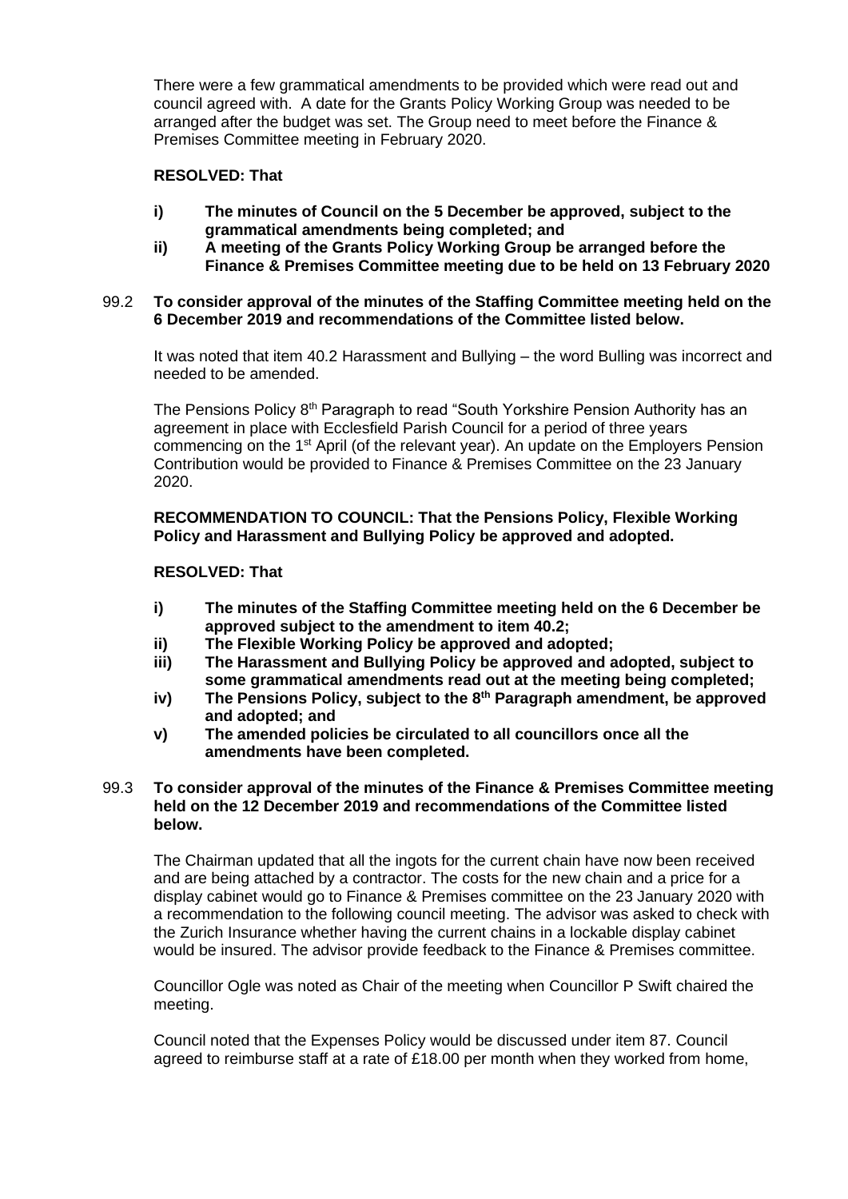There were a few grammatical amendments to be provided which were read out and council agreed with. A date for the Grants Policy Working Group was needed to be arranged after the budget was set. The Group need to meet before the Finance & Premises Committee meeting in February 2020.

**RESOLVED: That**

- **i) The minutes of Council on the 5 December be approved, subject to the grammatical amendments being completed; and**
- **ii) A meeting of the Grants Policy Working Group be arranged before the Finance & Premises Committee meeting due to be held on 13 February 2020**

99.2 **To consider approval of the minutes of the Staffing Committee meeting held on the 6 December 2019 and recommendations of the Committee listed below.**

It was noted that item 40.2 Harassment and Bullying – the word Bulling was incorrect and needed to be amended.

The Pensions Policy 8th Paragraph to read "South Yorkshire Pension Authority has an agreement in place with Ecclesfield Parish Council for a period of three years commencing on the 1st April (of the relevant year). An update on the Employers Pension Contribution would be provided to Finance & Premises Committee on the 23 January 2020.

**RECOMMENDATION TO COUNCIL: That the Pensions Policy, Flexible Working Policy and Harassment and Bullying Policy be approved and adopted.**

**RESOLVED: That**

- **i) The minutes of the Staffing Committee meeting held on the 6 December be approved subject to the amendment to item 40.2;**
- **ii) The Flexible Working Policy be approved and adopted;**
- **iii) The Harassment and Bullying Policy be approved and adopted, subject to some grammatical amendments read out at the meeting being completed;**
- **iv) The Pensions Policy, subject to the 8th Paragraph amendment, be approved and adopted; and**
- **v) The amended policies be circulated to all councillors once all the amendments have been completed.**

99.3 **To consider approval of the minutes of the Finance & Premises Committee meeting held on the 12 December 2019 and recommendations of the Committee listed below.**

The Chairman updated that all the ingots for the current chain have now been received and are being attached by a contractor. The costs for the new chain and a price for a display cabinet would go to Finance & Premises committee on the 23 January 2020 with a recommendation to the following council meeting. The advisor was asked to check with the Zurich Insurance whether having the current chains in a lockable display cabinet would be insured. The advisor provide feedback to the Finance & Premises committee.

Councillor Ogle was noted as Chair of the meeting when Councillor P Swift chaired the meeting.

Council noted that the Expenses Policy would be discussed under item 87. Council agreed to reimburse staff at a rate of £18.00 per month when they worked from home,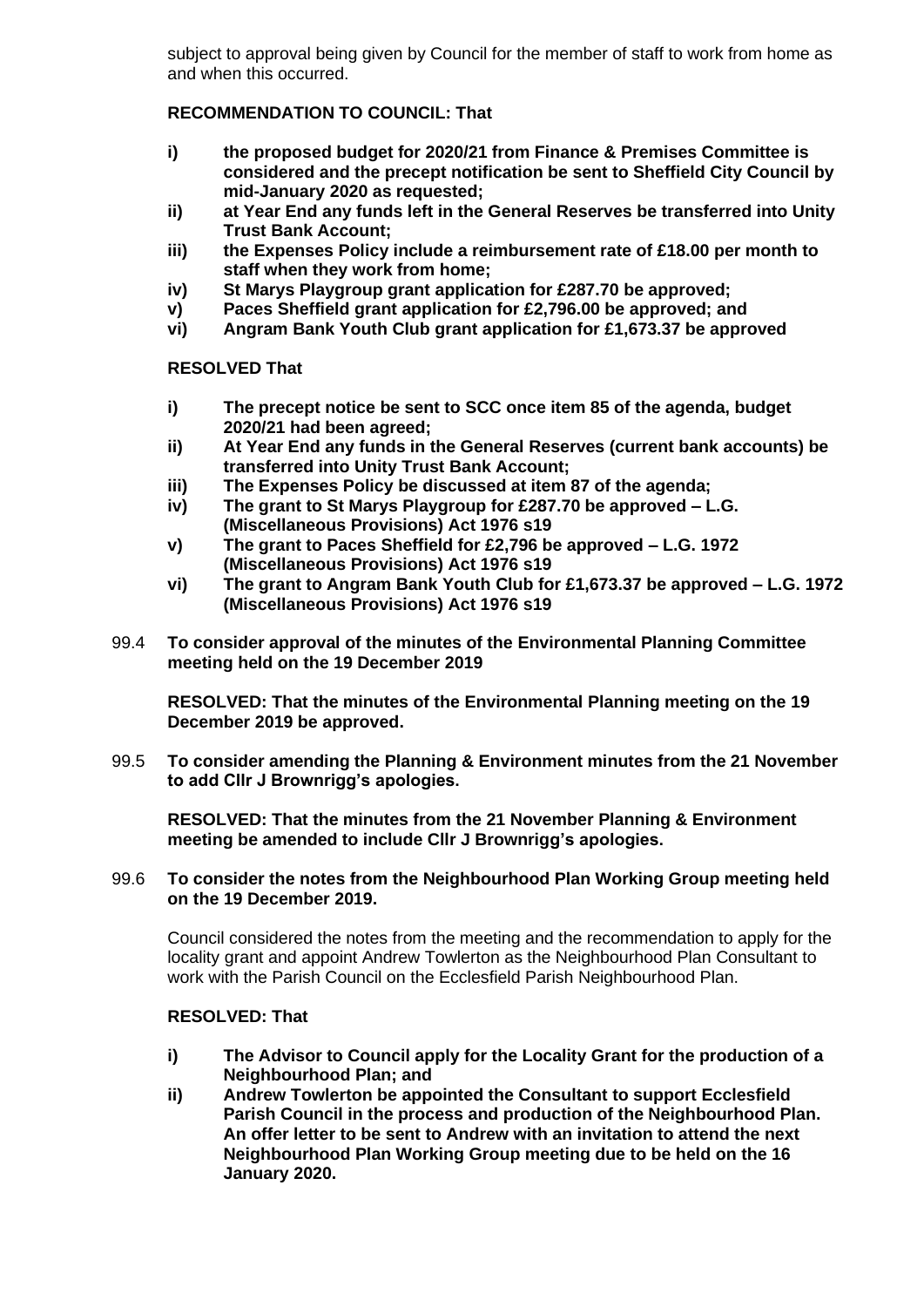subject to approval being given by Council for the member of staff to work from home as and when this occurred.

**RECOMMENDATION TO COUNCIL: That**

- **i) the proposed budget for 2020/21 from Finance & Premises Committee is considered and the precept notification be sent to Sheffield City Council by mid-January 2020 as requested;**
- **ii) at Year End any funds left in the General Reserves be transferred into Unity Trust Bank Account;**
- **iii) the Expenses Policy include a reimbursement rate of £18.00 per month to staff when they work from home;**
- **iv) St Marys Playgroup grant application for £287.70 be approved;**
- **v) Paces Sheffield grant application for £2,796.00 be approved; and**
- **vi) Angram Bank Youth Club grant application for £1,673.37 be approved**

**RESOLVED That**

- **i) The precept notice be sent to SCC once item 85 of the agenda, budget 2020/21 had been agreed;**
- **ii) At Year End any funds in the General Reserves (current bank accounts) be transferred into Unity Trust Bank Account;**
- **iii) The Expenses Policy be discussed at item 87 of the agenda;**
- **iv) The grant to St Marys Playgroup for £287.70 be approved – L.G. (Miscellaneous Provisions) Act 1976 s19**
- **v) The grant to Paces Sheffield for £2,796 be approved – L.G. 1972 (Miscellaneous Provisions) Act 1976 s19**
- **vi) The grant to Angram Bank Youth Club for £1,673.37 be approved – L.G. 1972 (Miscellaneous Provisions) Act 1976 s19**

99.4 **To consider approval of the minutes of the Environmental Planning Committee meeting held on the 19 December 2019**

**RESOLVED: That the minutes of the Environmental Planning meeting on the 19 December 2019 be approved.**

99.5 **To consider amending the Planning & Environment minutes from the 21 November to add Cllr J Brownrigg's apologies.**

**RESOLVED: That the minutes from the 21 November Planning & Environment meeting be amended to include Cllr J Brownrigg's apologies.**

99.6 **To consider the notes from the Neighbourhood Plan Working Group meeting held on the 19 December 2019.**

Council considered the notes from the meeting and the recommendation to apply for the locality grant and appoint Andrew Towlerton as the Neighbourhood Plan Consultant to work with the Parish Council on the Ecclesfield Parish Neighbourhood Plan.

**RESOLVED: That**

- **i) The Advisor to Council apply for the Locality Grant for the production of a Neighbourhood Plan; and**
- **ii) Andrew Towlerton be appointed the Consultant to support Ecclesfield Parish Council in the process and production of the Neighbourhood Plan. An offer letter to be sent to Andrew with an invitation to attend the next Neighbourhood Plan Working Group meeting due to be held on the 16 January 2020.**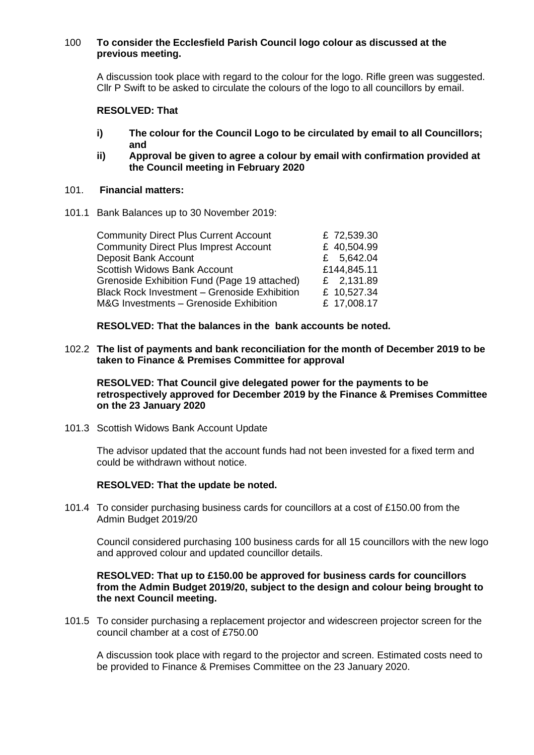100 **To consider the Ecclesfield Parish Council logo colour as discussed at the previous meeting.**

A discussion took place with regard to the colour for the logo. Rifle green was suggested. Cllr P Swift to be asked to circulate the colours of the logo to all councillors by email.

**RESOLVED: That**

- **i) The colour for the Council Logo to be circulated by email to all Councillors; and**
- **ii) Approval be given to agree a colour by email with confirmation provided at the Council meeting in February 2020**

101. **Financial matters:**

101.1 Bank Balances up to 30 November 2019:

| | |
|---|---|
| Community Direct Plus Current Account | £ 72,539.30 |
| Community Direct Plus Imprest Account | £ 40,504.99 |
| Deposit Bank Account | £ 5,642.04 |
| Scottish Widows Bank Account | £144,845.11 |
| Grenoside Exhibition Fund (Page 19 attached) | £ 2,131.89 |
| Black Rock Investment – Grenoside Exhibition | £ 10,527.34 |
| M&G Investments – Grenoside Exhibition | £ 17,008.17 |

**RESOLVED: That the balances in the bank accounts be noted.**

102.2 **The list of payments and bank reconciliation for the month of December 2019 to be taken to Finance & Premises Committee for approval**

**RESOLVED: That Council give delegated power for the payments to be retrospectively approved for December 2019 by the Finance & Premises Committee on the 23 January 2020**

101.3 Scottish Widows Bank Account Update

The advisor updated that the account funds had not been invested for a fixed term and could be withdrawn without notice.

**RESOLVED: That the update be noted.**

101.4 To consider purchasing business cards for councillors at a cost of £150.00 from the Admin Budget 2019/20

Council considered purchasing 100 business cards for all 15 councillors with the new logo and approved colour and updated councillor details.

**RESOLVED: That up to £150.00 be approved for business cards for councillors from the Admin Budget 2019/20, subject to the design and colour being brought to the next Council meeting.**

101.5 To consider purchasing a replacement projector and widescreen projector screen for the council chamber at a cost of £750.00

A discussion took place with regard to the projector and screen. Estimated costs need to be provided to Finance & Premises Committee on the 23 January 2020.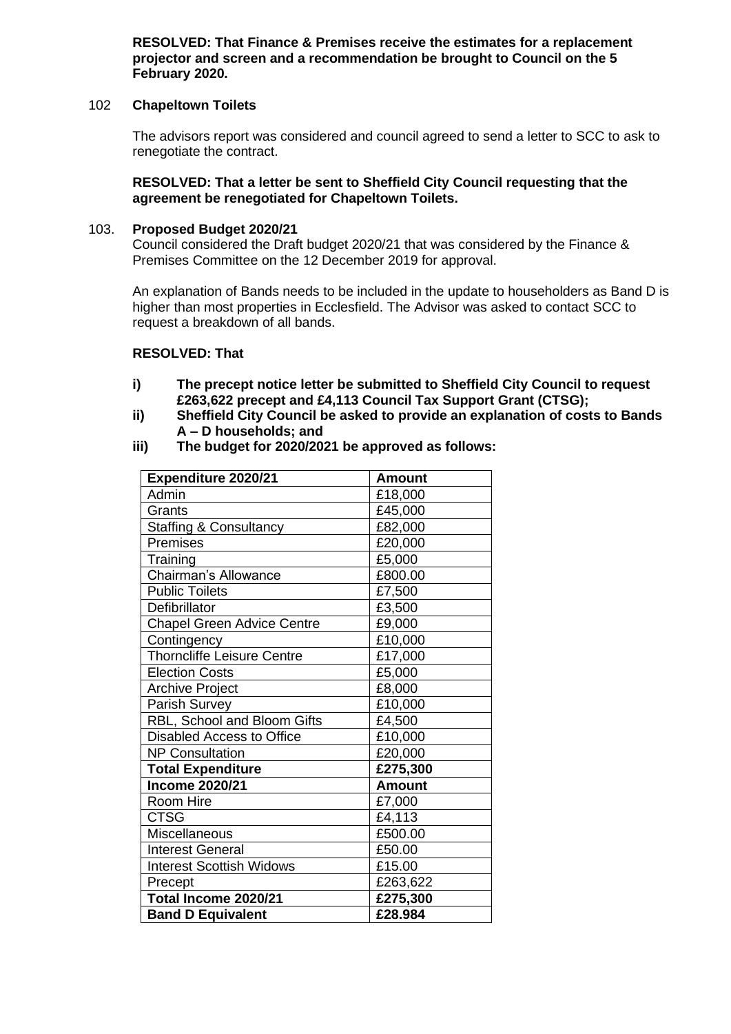**RESOLVED: That Finance & Premises receive the estimates for a replacement projector and screen and a recommendation be brought to Council on the 5 February 2020.**

102 **Chapeltown Toilets**

The advisors report was considered and council agreed to send a letter to SCC to ask to renegotiate the contract.

**RESOLVED: That a letter be sent to Sheffield City Council requesting that the agreement be renegotiated for Chapeltown Toilets.**

103. **Proposed Budget 2020/21**

Council considered the Draft budget 2020/21 that was considered by the Finance & Premises Committee on the 12 December 2019 for approval.

An explanation of Bands needs to be included in the update to householders as Band D is higher than most properties in Ecclesfield. The Advisor was asked to contact SCC to request a breakdown of all bands.

**RESOLVED: That**

- **i) The precept notice letter be submitted to Sheffield City Council to request £263,622 precept and £4,113 Council Tax Support Grant (CTSG);**
- **ii) Sheffield City Council be asked to provide an explanation of costs to Bands A – D households; and**
- **iii) The budget for 2020/2021 be approved as follows:**

| Expenditure 2020/21 | Amount |
|---|---|
| Admin | £18,000 |
| Grants | £45,000 |
| Staffing & Consultancy | £82,000 |
| Premises | £20,000 |
| Training | £5,000 |
| Chairman's Allowance | £800.00 |
| Public Toilets | £7,500 |
| Defibrillator | £3,500 |
| Chapel Green Advice Centre | £9,000 |
| Contingency | £10,000 |
| Thorncliffe Leisure Centre | £17,000 |
| Election Costs | £5,000 |
| Archive Project | £8,000 |
| Parish Survey | £10,000 |
| RBL, School and Bloom Gifts | £4,500 |
| Disabled Access to Office | £10,000 |
| NP Consultation | £20,000 |
| **Total Expenditure** | **£275,300** |
| **Income 2020/21** | **Amount** |
| Room Hire | £7,000 |
| CTSG | £4,113 |
| Miscellaneous | £500.00 |
| Interest General | £50.00 |
| Interest Scottish Widows | £15.00 |
| Precept | £263,622 |
| **Total Income 2020/21** | **£275,300** |
| **Band D Equivalent** | **£28.984** |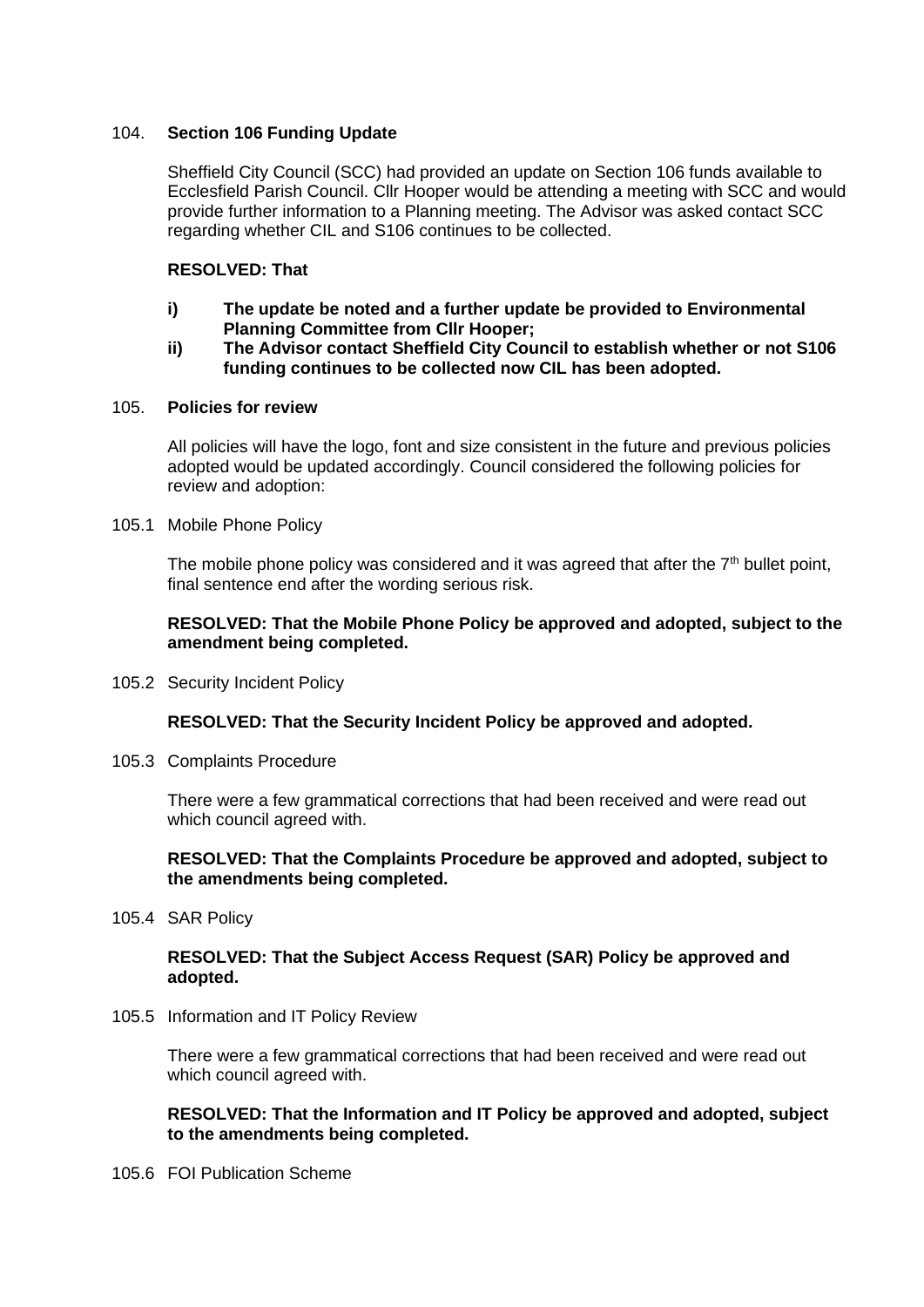104. **Section 106 Funding Update**

Sheffield City Council (SCC) had provided an update on Section 106 funds available to Ecclesfield Parish Council. Cllr Hooper would be attending a meeting with SCC and would provide further information to a Planning meeting. The Advisor was asked contact SCC regarding whether CIL and S106 continues to be collected.

**RESOLVED: That**

- **i) The update be noted and a further update be provided to Environmental Planning Committee from Cllr Hooper;**
- **ii) The Advisor contact Sheffield City Council to establish whether or not S106 funding continues to be collected now CIL has been adopted.**

105. **Policies for review**

All policies will have the logo, font and size consistent in the future and previous policies adopted would be updated accordingly. Council considered the following policies for review and adoption:

105.1 Mobile Phone Policy

The mobile phone policy was considered and it was agreed that after the 7th bullet point, final sentence end after the wording serious risk.

**RESOLVED: That the Mobile Phone Policy be approved and adopted, subject to the amendment being completed.**

105.2 Security Incident Policy

**RESOLVED: That the Security Incident Policy be approved and adopted.**

105.3 Complaints Procedure

There were a few grammatical corrections that had been received and were read out which council agreed with.

**RESOLVED: That the Complaints Procedure be approved and adopted, subject to the amendments being completed.**

105.4 SAR Policy

**RESOLVED: That the Subject Access Request (SAR) Policy be approved and adopted.**

105.5 Information and IT Policy Review

There were a few grammatical corrections that had been received and were read out which council agreed with.

**RESOLVED: That the Information and IT Policy be approved and adopted, subject to the amendments being completed.**

105.6 FOI Publication Scheme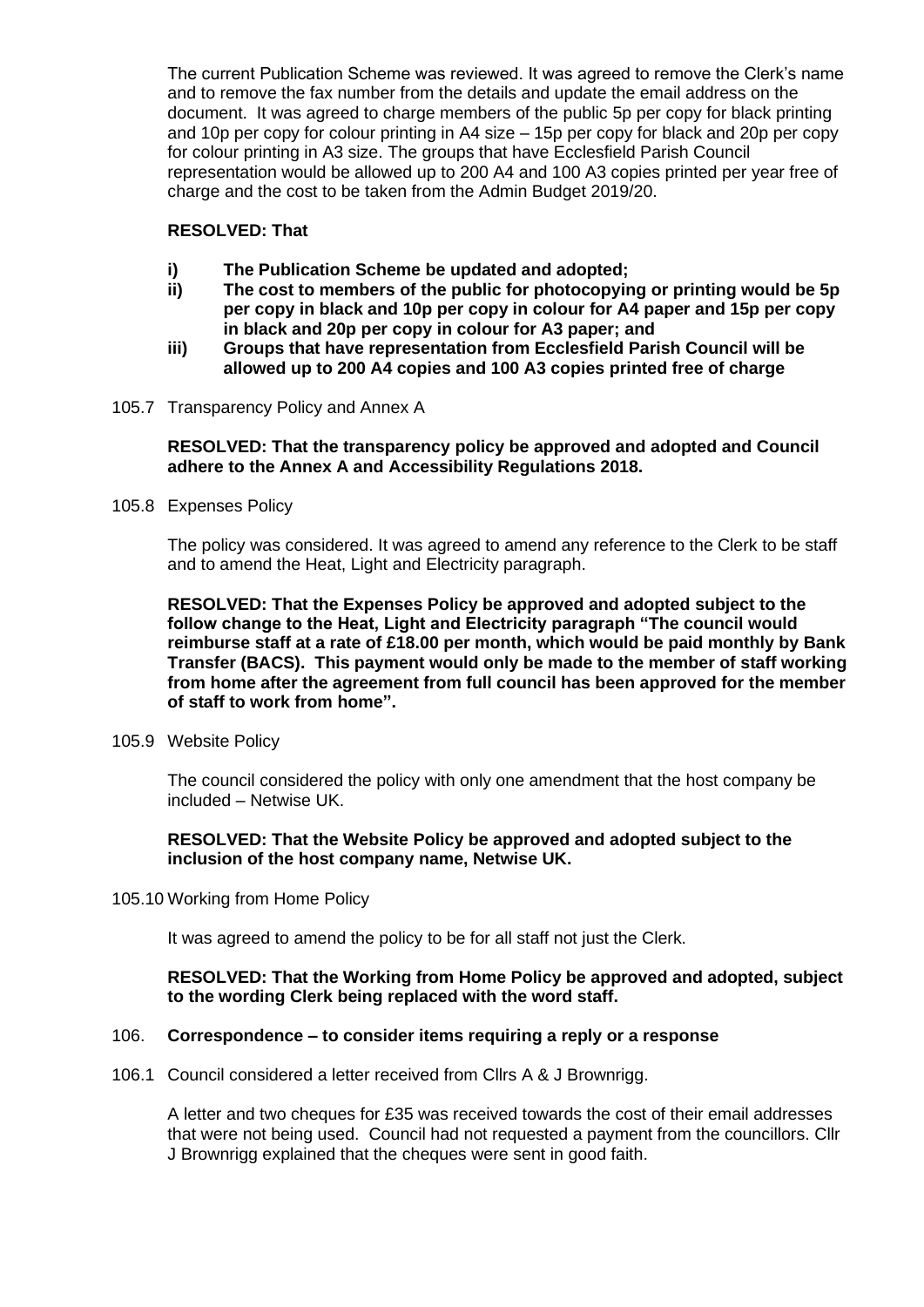The current Publication Scheme was reviewed. It was agreed to remove the Clerk's name and to remove the fax number from the details and update the email address on the document. It was agreed to charge members of the public 5p per copy for black printing and 10p per copy for colour printing in A4 size – 15p per copy for black and 20p per copy for colour printing in A3 size. The groups that have Ecclesfield Parish Council representation would be allowed up to 200 A4 and 100 A3 copies printed per year free of charge and the cost to be taken from the Admin Budget 2019/20.

**RESOLVED: That**

- **i) The Publication Scheme be updated and adopted;**
- **ii) The cost to members of the public for photocopying or printing would be 5p per copy in black and 10p per copy in colour for A4 paper and 15p per copy in black and 20p per copy in colour for A3 paper; and**
- **iii) Groups that have representation from Ecclesfield Parish Council will be allowed up to 200 A4 copies and 100 A3 copies printed free of charge**

105.7 Transparency Policy and Annex A

**RESOLVED: That the transparency policy be approved and adopted and Council adhere to the Annex A and Accessibility Regulations 2018.**

105.8 Expenses Policy

The policy was considered. It was agreed to amend any reference to the Clerk to be staff and to amend the Heat, Light and Electricity paragraph.

**RESOLVED: That the Expenses Policy be approved and adopted subject to the follow change to the Heat, Light and Electricity paragraph "The council would reimburse staff at a rate of £18.00 per month, which would be paid monthly by Bank Transfer (BACS). This payment would only be made to the member of staff working from home after the agreement from full council has been approved for the member of staff to work from home".**

105.9 Website Policy

The council considered the policy with only one amendment that the host company be included – Netwise UK.

**RESOLVED: That the Website Policy be approved and adopted subject to the inclusion of the host company name, Netwise UK.**

105.10 Working from Home Policy

It was agreed to amend the policy to be for all staff not just the Clerk.

**RESOLVED: That the Working from Home Policy be approved and adopted, subject to the wording Clerk being replaced with the word staff.**

106. **Correspondence – to consider items requiring a reply or a response**

106.1 Council considered a letter received from Cllrs A & J Brownrigg.

A letter and two cheques for £35 was received towards the cost of their email addresses that were not being used. Council had not requested a payment from the councillors. Cllr J Brownrigg explained that the cheques were sent in good faith.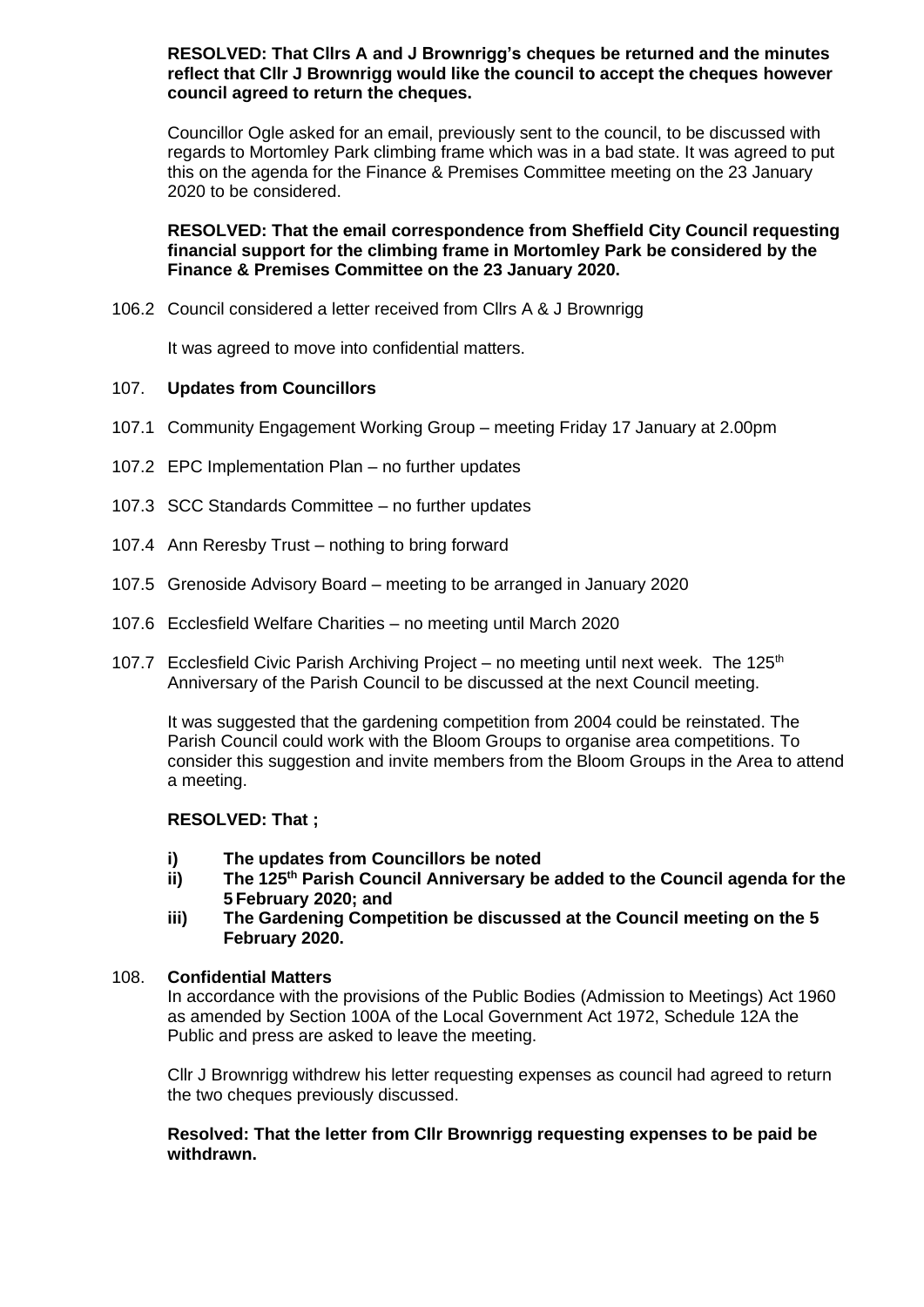**RESOLVED: That Cllrs A and J Brownrigg's cheques be returned and the minutes reflect that Cllr J Brownrigg would like the council to accept the cheques however council agreed to return the cheques.**

Councillor Ogle asked for an email, previously sent to the council, to be discussed with regards to Mortomley Park climbing frame which was in a bad state. It was agreed to put this on the agenda for the Finance & Premises Committee meeting on the 23 January 2020 to be considered.

**RESOLVED: That the email correspondence from Sheffield City Council requesting financial support for the climbing frame in Mortomley Park be considered by the Finance & Premises Committee on the 23 January 2020.**

106.2 Council considered a letter received from Cllrs A & J Brownrigg

It was agreed to move into confidential matters.

107. **Updates from Councillors**

107.1 Community Engagement Working Group – meeting Friday 17 January at 2.00pm

107.2 EPC Implementation Plan – no further updates

107.3 SCC Standards Committee – no further updates

107.4 Ann Reresby Trust – nothing to bring forward

107.5 Grenoside Advisory Board – meeting to be arranged in January 2020

107.6 Ecclesfield Welfare Charities – no meeting until March 2020

107.7 Ecclesfield Civic Parish Archiving Project – no meeting until next week. The 125th Anniversary of the Parish Council to be discussed at the next Council meeting.

It was suggested that the gardening competition from 2004 could be reinstated. The Parish Council could work with the Bloom Groups to organise area competitions. To consider this suggestion and invite members from the Bloom Groups in the Area to attend a meeting.

**RESOLVED: That ;**

- **i) The updates from Councillors be noted**
- **ii) The 125th Parish Council Anniversary be added to the Council agenda for the 5 February 2020; and**
- **iii) The Gardening Competition be discussed at the Council meeting on the 5 February 2020.**

108. **Confidential Matters**

In accordance with the provisions of the Public Bodies (Admission to Meetings) Act 1960 as amended by Section 100A of the Local Government Act 1972, Schedule 12A the Public and press are asked to leave the meeting.

Cllr J Brownrigg withdrew his letter requesting expenses as council had agreed to return the two cheques previously discussed.

**Resolved: That the letter from Cllr Brownrigg requesting expenses to be paid be withdrawn.**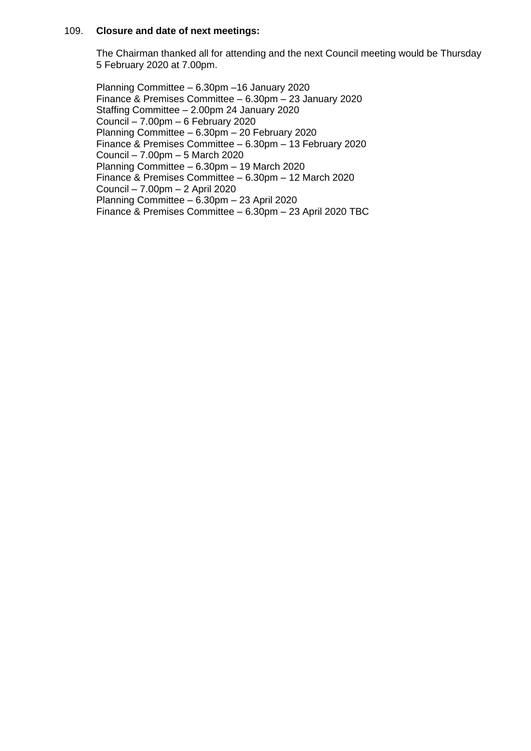109. **Closure and date of next meetings:**

The Chairman thanked all for attending and the next Council meeting would be Thursday 5 February 2020 at 7.00pm.

Planning Committee – 6.30pm –16 January 2020
Finance & Premises Committee – 6.30pm – 23 January 2020
Staffing Committee – 2.00pm 24 January 2020
Council – 7.00pm – 6 February 2020
Planning Committee – 6.30pm – 20 February 2020
Finance & Premises Committee – 6.30pm – 13 February 2020
Council – 7.00pm – 5 March 2020
Planning Committee – 6.30pm – 19 March 2020
Finance & Premises Committee – 6.30pm – 12 March 2020
Council – 7.00pm – 2 April 2020
Planning Committee – 6.30pm – 23 April 2020
Finance & Premises Committee – 6.30pm – 23 April 2020 TBC